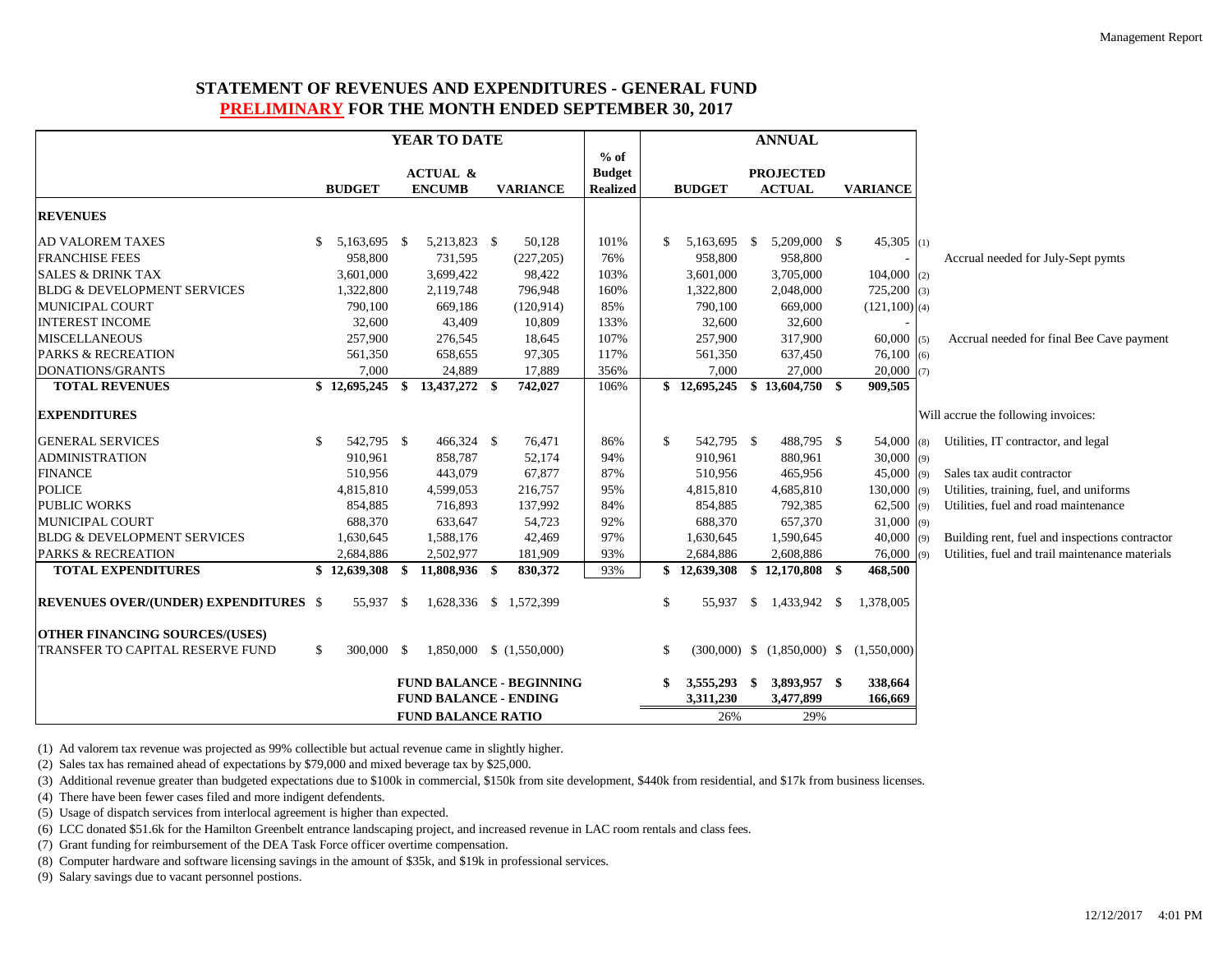## STATEMENT OF REVENUES AND EXPENDITURES - GENERAL FUND

## PRELIMINARY FOR THE MONTH ENDED SEPTEMBER 30, 2017

| | YEAR TO DATE | | | % of Budget Realized | ANNUAL | | | | |
|---|---|---|---|---|---|---|---|---|---|
| | BUDGET | ACTUAL & ENCUMB | VARIANCE | | BUDGET | PROJECTED ACTUAL | VARIANCE | | |
| **REVENUES** | | | | | | | | | |
| AD VALOREM TAXES | $ 5,163,695 | $ 5,213,823 | $ 50,128 | 101% | $ 5,163,695 | $ 5,209,000 | $ 45,305 | (1) | |
| FRANCHISE FEES | 958,800 | 731,595 | (227,205) | 76% | 958,800 | 958,800 | - | | Accrual needed for July-Sept pymts |
| SALES & DRINK TAX | 3,601,000 | 3,699,422 | 98,422 | 103% | 3,601,000 | 3,705,000 | 104,000 | (2) | |
| BLDG & DEVELOPMENT SERVICES | 1,322,800 | 2,119,748 | 796,948 | 160% | 1,322,800 | 2,048,000 | 725,200 | (3) | |
| MUNICIPAL COURT | 790,100 | 669,186 | (120,914) | 85% | 790,100 | 669,000 | (121,100) | (4) | |
| INTEREST INCOME | 32,600 | 43,409 | 10,809 | 133% | 32,600 | 32,600 | - | | |
| MISCELLANEOUS | 257,900 | 276,545 | 18,645 | 107% | 257,900 | 317,900 | 60,000 | (5) | Accrual needed for final Bee Cave payment |
| PARKS & RECREATION | 561,350 | 658,655 | 97,305 | 117% | 561,350 | 637,450 | 76,100 | (6) | |
| DONATIONS/GRANTS | 7,000 | 24,889 | 17,889 | 356% | 7,000 | 27,000 | 20,000 | (7) | |
| **TOTAL REVENUES** | **$ 12,695,245** | **$ 13,437,272** | **$ 742,027** | 106% | **$ 12,695,245** | **$ 13,604,750** | **$ 909,505** | | |
| **EXPENDITURES** | | | | | | | | | Will accrue the following invoices: |
| GENERAL SERVICES | $ 542,795 | $ 466,324 | $ 76,471 | 86% | $ 542,795 | $ 488,795 | $ 54,000 | (8) | Utilities, IT contractor, and legal |
| ADMINISTRATION | 910,961 | 858,787 | 52,174 | 94% | 910,961 | 880,961 | 30,000 | (9) | |
| FINANCE | 510,956 | 443,079 | 67,877 | 87% | 510,956 | 465,956 | 45,000 | (9) | Sales tax audit contractor |
| POLICE | 4,815,810 | 4,599,053 | 216,757 | 95% | 4,815,810 | 4,685,810 | 130,000 | (9) | Utilities, training, fuel, and uniforms |
| PUBLIC WORKS | 854,885 | 716,893 | 137,992 | 84% | 854,885 | 792,385 | 62,500 | (9) | Utilities, fuel and road maintenance |
| MUNICIPAL COURT | 688,370 | 633,647 | 54,723 | 92% | 688,370 | 657,370 | 31,000 | (9) | |
| BLDG & DEVELOPMENT SERVICES | 1,630,645 | 1,588,176 | 42,469 | 97% | 1,630,645 | 1,590,645 | 40,000 | (9) | Building rent, fuel and inspections contractor |
| PARKS & RECREATION | 2,684,886 | 2,502,977 | 181,909 | 93% | 2,684,886 | 2,608,886 | 76,000 | (9) | Utilities, fuel and trail maintenance materials |
| **TOTAL EXPENDITURES** | **$ 12,639,308** | **$ 11,808,936** | **$ 830,372** | 93% | **$ 12,639,308** | **$ 12,170,808** | **$ 468,500** | | |
| **REVENUES OVER/(UNDER) EXPENDITURES** | $ 55,937 | $ 1,628,336 | $ 1,572,399 | | $ 55,937 | $ 1,433,942 | $ 1,378,005 | | |
| **OTHER FINANCING SOURCES/(USES)** | | | | | | | | | |
| TRANSFER TO CAPITAL RESERVE FUND | $ 300,000 | $ 1,850,000 | $ (1,550,000) | | $ (300,000) | $ (1,850,000) | $ (1,550,000) | | |
| | | **FUND BALANCE - BEGINNING** | | | **$ 3,555,293** | **$ 3,893,957** | **$ 338,664** | | |
| | | **FUND BALANCE - ENDING** | | | 3,311,230 | 3,477,899 | 166,669 | | |
| | | **FUND BALANCE RATIO** | | | 26% | 29% | | | |

(1) Ad valorem tax revenue was projected as 99% collectible but actual revenue came in slightly higher.

(2) Sales tax has remained ahead of expectations by $79,000 and mixed beverage tax by $25,000.

(3) Additional revenue greater than budgeted expectations due to $100k in commercial, $150k from site development, $440k from residential, and $17k from business licenses.

(4) There have been fewer cases filed and more indigent defendents.

(5) Usage of dispatch services from interlocal agreement is higher than expected.

(6) LCC donated $51.6k for the Hamilton Greenbelt entrance landscaping project, and increased revenue in LAC room rentals and class fees.

(7) Grant funding for reimbursement of the DEA Task Force officer overtime compensation.

(8) Computer hardware and software licensing savings in the amount of $35k, and $19k in professional services.

(9) Salary savings due to vacant personnel postions.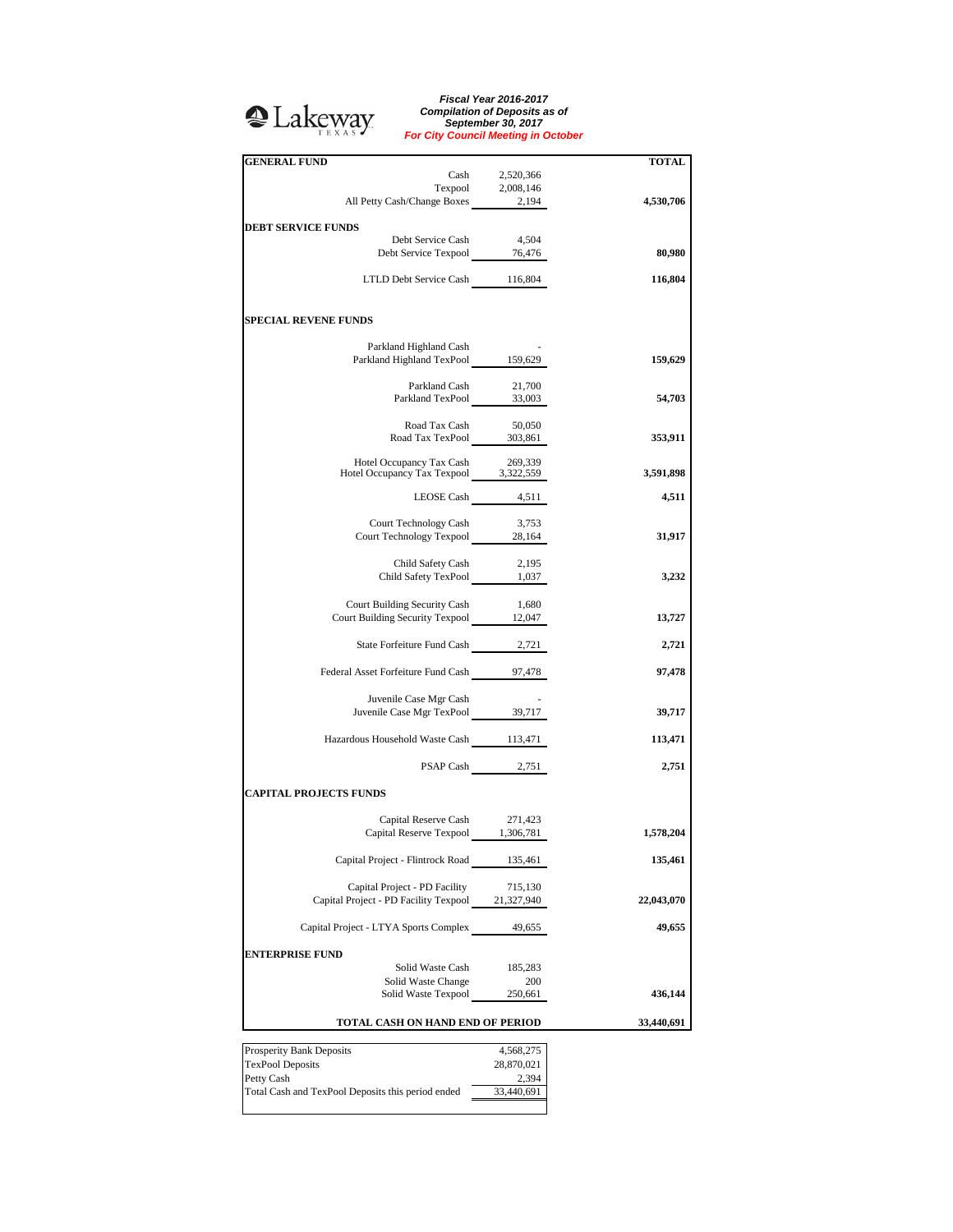Lakeway TEXAS

***Fiscal Year 2016-2017***
***Compilation of Deposits as of***
***September 30, 2017***
***For City Council Meeting in October***

| GENERAL FUND | | TOTAL |
|---|---|---|
| Cash | 2,520,366 | |
| Texpool | 2,008,146 | |
| All Petty Cash/Change Boxes | 2,194 | **4,530,706** |
| **DEBT SERVICE FUNDS** | | |
| Debt Service Cash | 4,504 | |
| Debt Service Texpool | 76,476 | **80,980** |
| LTLD Debt Service Cash | 116,804 | **116,804** |
| **SPECIAL REVENE FUNDS** | | |
| Parkland Highland Cash | - | |
| Parkland Highland TexPool | 159,629 | **159,629** |
| Parkland Cash | 21,700 | |
| Parkland TexPool | 33,003 | **54,703** |
| Road Tax Cash | 50,050 | |
| Road Tax TexPool | 303,861 | **353,911** |
| Hotel Occupancy Tax Cash | 269,339 | |
| Hotel Occupancy Tax Texpool | 3,322,559 | **3,591,898** |
| LEOSE Cash | 4,511 | **4,511** |
| Court Technology Cash | 3,753 | |
| Court Technology Texpool | 28,164 | **31,917** |
| Child Safety Cash | 2,195 | |
| Child Safety TexPool | 1,037 | **3,232** |
| Court Building Security Cash | 1,680 | |
| Court Building Security Texpool | 12,047 | **13,727** |
| State Forfeiture Fund Cash | 2,721 | **2,721** |
| Federal Asset Forfeiture Fund Cash | 97,478 | **97,478** |
| Juvenile Case Mgr Cash | - | |
| Juvenile Case Mgr TexPool | 39,717 | **39,717** |
| Hazardous Household Waste Cash | 113,471 | **113,471** |
| PSAP Cash | 2,751 | **2,751** |
| **CAPITAL PROJECTS FUNDS** | | |
| Capital Reserve Cash | 271,423 | |
| Capital Reserve Texpool | 1,306,781 | **1,578,204** |
| Capital Project - Flintrock Road | 135,461 | **135,461** |
| Capital Project - PD Facility | 715,130 | |
| Capital Project - PD Facility Texpool | 21,327,940 | **22,043,070** |
| Capital Project - LTYA Sports Complex | 49,655 | **49,655** |
| **ENTERPRISE FUND** | | |
| Solid Waste Cash | 185,283 | |
| Solid Waste Change | 200 | |
| Solid Waste Texpool | 250,661 | **436,144** |
| **TOTAL CASH ON HAND END OF PERIOD** | | **33,440,691** |

| | |
|---|---|
| Prosperity Bank Deposits | 4,568,275 |
| TexPool Deposits | 28,870,021 |
| Petty Cash | 2,394 |
| Total Cash and TexPool Deposits this period ended | 33,440,691 |